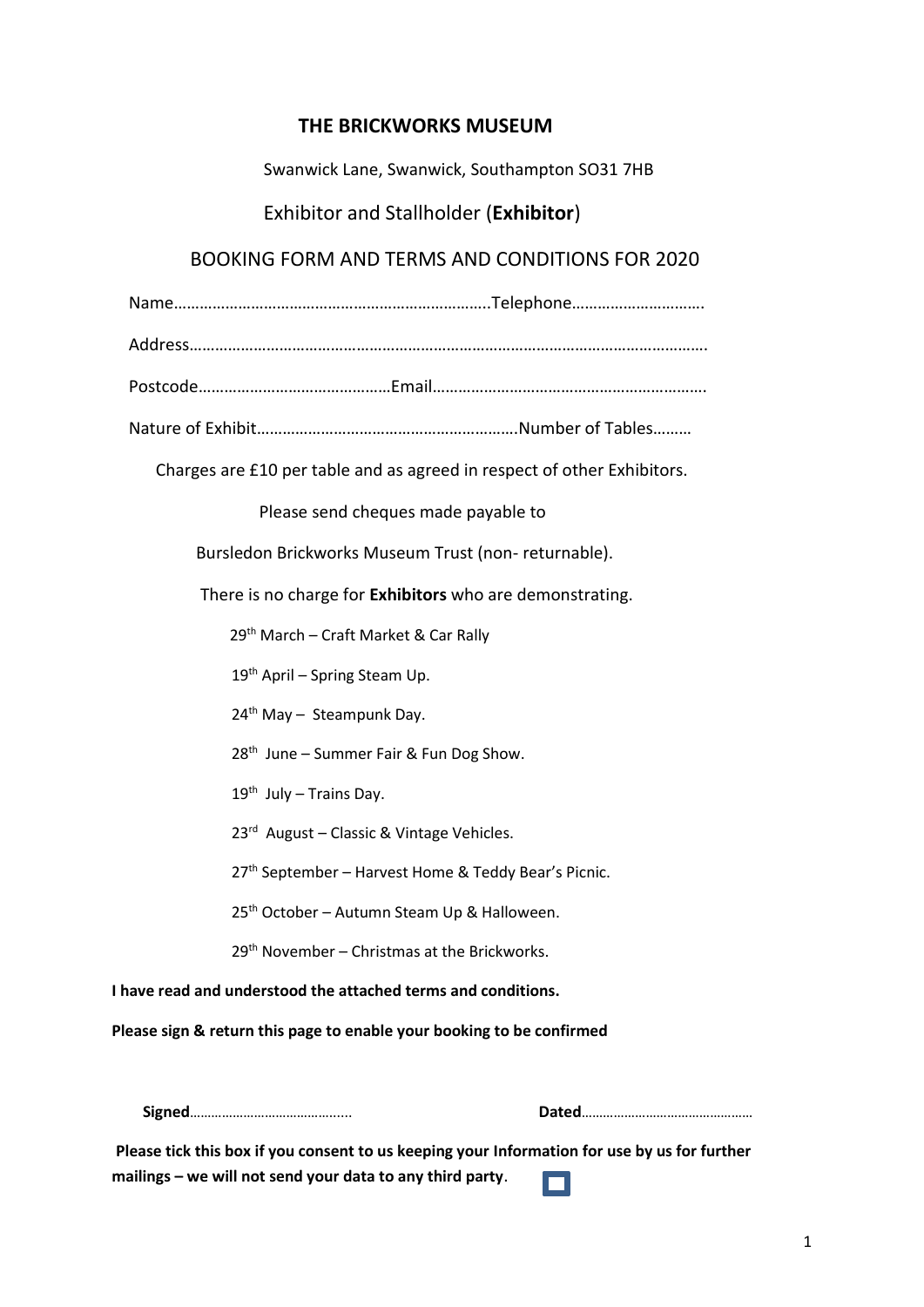# THE BRICKWORKS MUSEUM

Swanwick Lane, Swanwick, Southampton SO31 7HB

Exhibitor and Stallholder (**Exhibitor**)

BOOKING FORM AND TERMS AND CONDITIONS FOR 2020

Name……………………………………………………………….Telephone………………………….

Address………………………………………………………………………………………………………….

Postcode………………………………………Email……………………………………………………….

Nature of Exhibit……………………………………………………Number of Tables………

Charges are £10 per table and as agreed in respect of other Exhibitors.

Please send cheques made payable to

Bursledon Brickworks Museum Trust (non- returnable).

There is no charge for **Exhibitors** who are demonstrating.

29th March – Craft Market & Car Rally

19th April – Spring Steam Up.

24th May – Steampunk Day.

28th June – Summer Fair & Fun Dog Show.

19th July – Trains Day.

23rd August – Classic & Vintage Vehicles.

27th September – Harvest Home & Teddy Bear's Picnic.

25th October – Autumn Steam Up & Halloween.

29th November – Christmas at the Brickworks.

**I have read and understood the attached terms and conditions.**

**Please sign & return this page to enable your booking to be confirmed**

**Signed**…………………………………….. **Dated**………………………………………

**Please tick this box if you consent to us keeping your Information for use by us for further mailings – we will not send your data to any third party**. ☐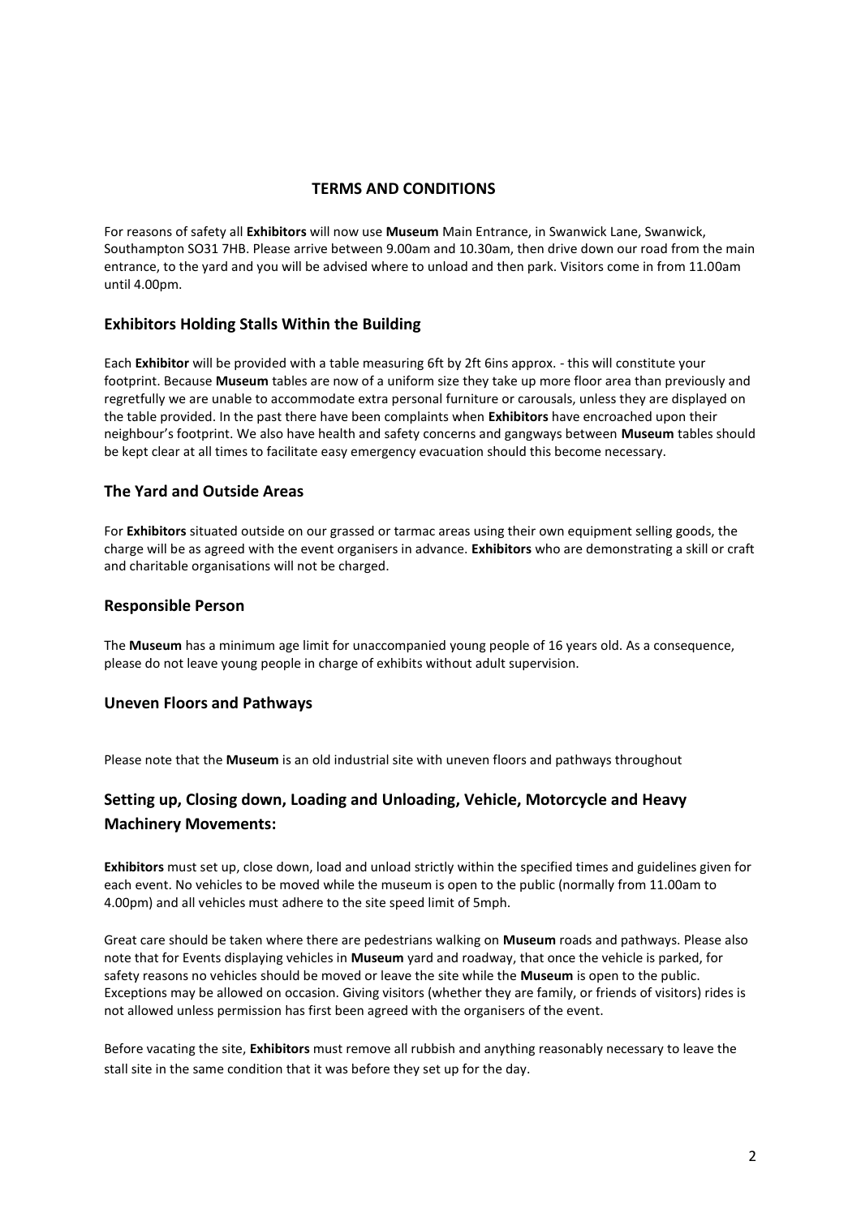## TERMS AND CONDITIONS

For reasons of safety all **Exhibitors** will now use **Museum** Main Entrance, in Swanwick Lane, Swanwick, Southampton SO31 7HB. Please arrive between 9.00am and 10.30am, then drive down our road from the main entrance, to the yard and you will be advised where to unload and then park. Visitors come in from 11.00am until 4.00pm.

### Exhibitors Holding Stalls Within the Building

Each **Exhibitor** will be provided with a table measuring 6ft by 2ft 6ins approx. - this will constitute your footprint. Because **Museum** tables are now of a uniform size they take up more floor area than previously and regretfully we are unable to accommodate extra personal furniture or carousals, unless they are displayed on the table provided. In the past there have been complaints when **Exhibitors** have encroached upon their neighbour's footprint. We also have health and safety concerns and gangways between **Museum** tables should be kept clear at all times to facilitate easy emergency evacuation should this become necessary.

### The Yard and Outside Areas

For **Exhibitors** situated outside on our grassed or tarmac areas using their own equipment selling goods, the charge will be as agreed with the event organisers in advance. **Exhibitors** who are demonstrating a skill or craft and charitable organisations will not be charged.

### Responsible Person

The **Museum** has a minimum age limit for unaccompanied young people of 16 years old. As a consequence, please do not leave young people in charge of exhibits without adult supervision.

### Uneven Floors and Pathways

Please note that the **Museum** is an old industrial site with uneven floors and pathways throughout

### Setting up, Closing down, Loading and Unloading, Vehicle, Motorcycle and Heavy Machinery Movements:

**Exhibitors** must set up, close down, load and unload strictly within the specified times and guidelines given for each event. No vehicles to be moved while the museum is open to the public (normally from 11.00am to 4.00pm) and all vehicles must adhere to the site speed limit of 5mph.

Great care should be taken where there are pedestrians walking on **Museum** roads and pathways. Please also note that for Events displaying vehicles in **Museum** yard and roadway, that once the vehicle is parked, for safety reasons no vehicles should be moved or leave the site while the **Museum** is open to the public. Exceptions may be allowed on occasion. Giving visitors (whether they are family, or friends of visitors) rides is not allowed unless permission has first been agreed with the organisers of the event.

Before vacating the site, **Exhibitors** must remove all rubbish and anything reasonably necessary to leave the stall site in the same condition that it was before they set up for the day.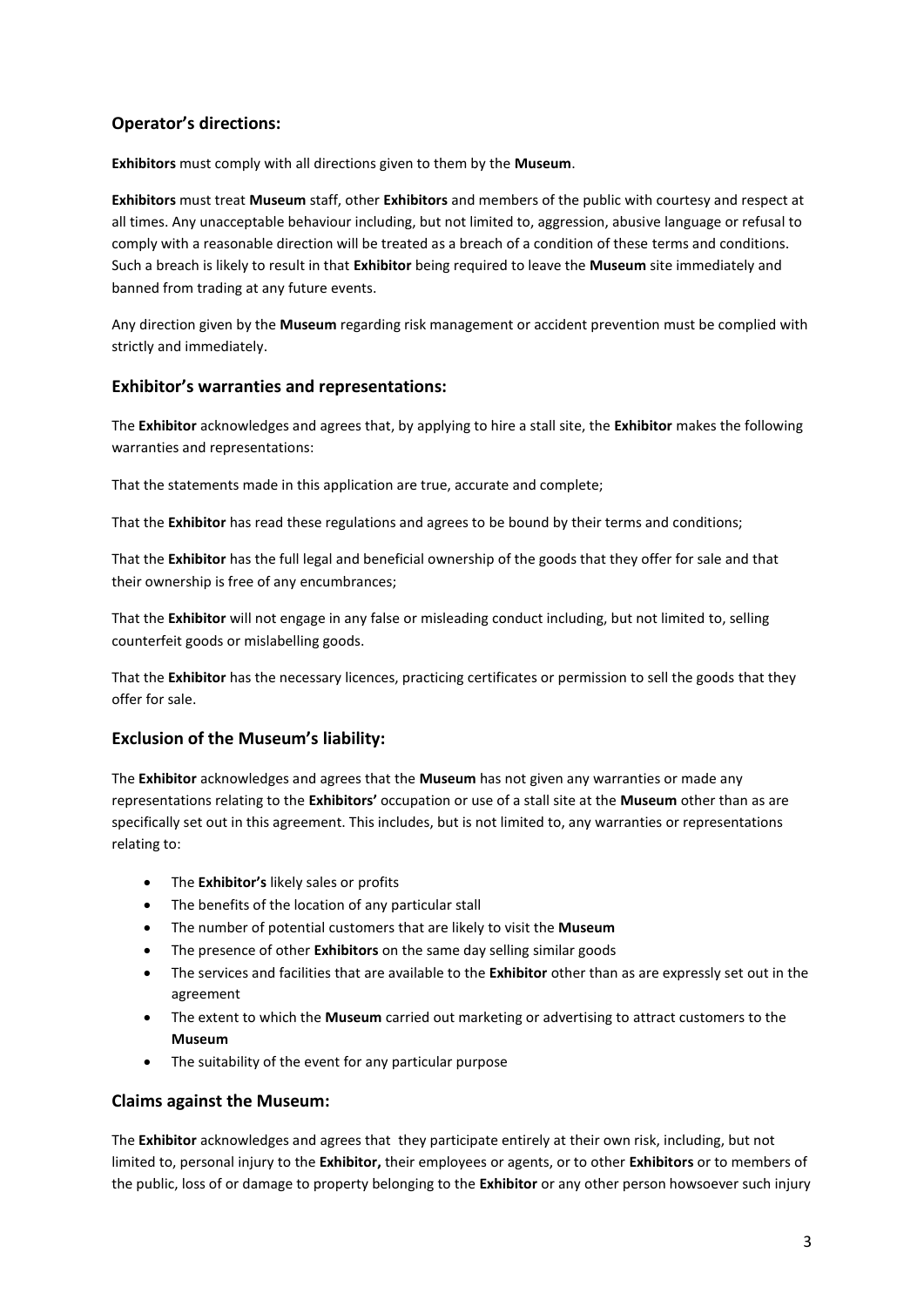## Operator's directions:

**Exhibitors** must comply with all directions given to them by the **Museum**.

**Exhibitors** must treat **Museum** staff, other **Exhibitors** and members of the public with courtesy and respect at all times. Any unacceptable behaviour including, but not limited to, aggression, abusive language or refusal to comply with a reasonable direction will be treated as a breach of a condition of these terms and conditions. Such a breach is likely to result in that **Exhibitor** being required to leave the **Museum** site immediately and banned from trading at any future events.

Any direction given by the **Museum** regarding risk management or accident prevention must be complied with strictly and immediately.

## Exhibitor's warranties and representations:

The **Exhibitor** acknowledges and agrees that, by applying to hire a stall site, the **Exhibitor** makes the following warranties and representations:

That the statements made in this application are true, accurate and complete;

That the **Exhibitor** has read these regulations and agrees to be bound by their terms and conditions;

That the **Exhibitor** has the full legal and beneficial ownership of the goods that they offer for sale and that their ownership is free of any encumbrances;

That the **Exhibitor** will not engage in any false or misleading conduct including, but not limited to, selling counterfeit goods or mislabelling goods.

That the **Exhibitor** has the necessary licences, practicing certificates or permission to sell the goods that they offer for sale.

## Exclusion of the Museum's liability:

The **Exhibitor** acknowledges and agrees that the **Museum** has not given any warranties or made any representations relating to the **Exhibitors'** occupation or use of a stall site at the **Museum** other than as are specifically set out in this agreement. This includes, but is not limited to, any warranties or representations relating to:

- The **Exhibitor's** likely sales or profits
- The benefits of the location of any particular stall
- The number of potential customers that are likely to visit the **Museum**
- The presence of other **Exhibitors** on the same day selling similar goods
- The services and facilities that are available to the **Exhibitor** other than as are expressly set out in the agreement
- The extent to which the **Museum** carried out marketing or advertising to attract customers to the **Museum**
- The suitability of the event for any particular purpose

## Claims against the Museum:

The **Exhibitor** acknowledges and agrees that they participate entirely at their own risk, including, but not limited to, personal injury to the **Exhibitor,** their employees or agents, or to other **Exhibitors** or to members of the public, loss of or damage to property belonging to the **Exhibitor** or any other person howsoever such injury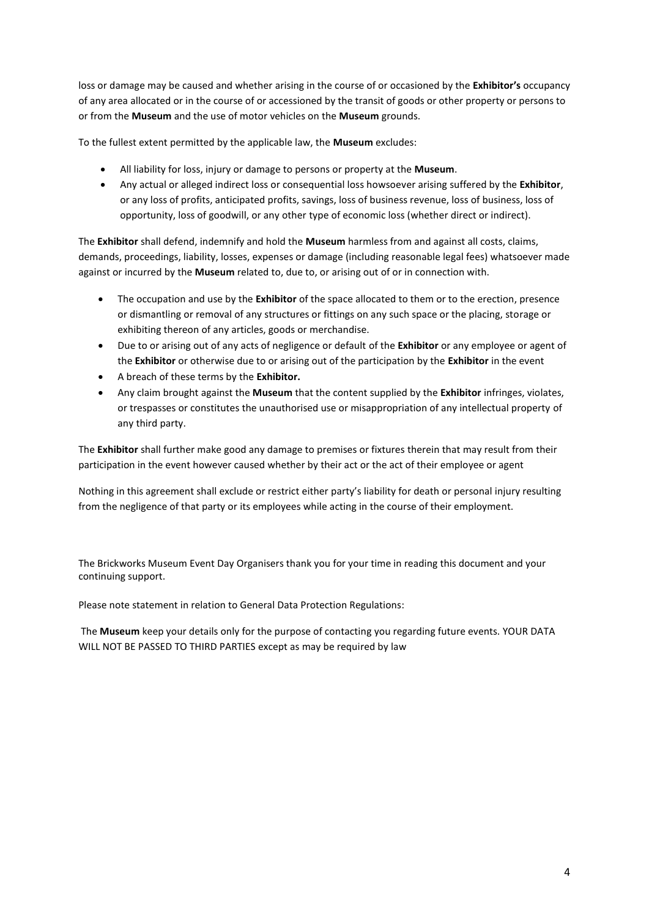loss or damage may be caused and whether arising in the course of or occasioned by the **Exhibitor's** occupancy of any area allocated or in the course of or accessioned by the transit of goods or other property or persons to or from the **Museum** and the use of motor vehicles on the **Museum** grounds.

To the fullest extent permitted by the applicable law, the **Museum** excludes:

- All liability for loss, injury or damage to persons or property at the **Museum**.
- Any actual or alleged indirect loss or consequential loss howsoever arising suffered by the **Exhibitor**, or any loss of profits, anticipated profits, savings, loss of business revenue, loss of business, loss of opportunity, loss of goodwill, or any other type of economic loss (whether direct or indirect).

The **Exhibitor** shall defend, indemnify and hold the **Museum** harmless from and against all costs, claims, demands, proceedings, liability, losses, expenses or damage (including reasonable legal fees) whatsoever made against or incurred by the **Museum** related to, due to, or arising out of or in connection with.

- The occupation and use by the **Exhibitor** of the space allocated to them or to the erection, presence or dismantling or removal of any structures or fittings on any such space or the placing, storage or exhibiting thereon of any articles, goods or merchandise.
- Due to or arising out of any acts of negligence or default of the **Exhibitor** or any employee or agent of the **Exhibitor** or otherwise due to or arising out of the participation by the **Exhibitor** in the event
- A breach of these terms by the **Exhibitor.**
- Any claim brought against the **Museum** that the content supplied by the **Exhibitor** infringes, violates, or trespasses or constitutes the unauthorised use or misappropriation of any intellectual property of any third party.

The **Exhibitor** shall further make good any damage to premises or fixtures therein that may result from their participation in the event however caused whether by their act or the act of their employee or agent

Nothing in this agreement shall exclude or restrict either party's liability for death or personal injury resulting from the negligence of that party or its employees while acting in the course of their employment.

The Brickworks Museum Event Day Organisers thank you for your time in reading this document and your continuing support.

Please note statement in relation to General Data Protection Regulations:

The **Museum** keep your details only for the purpose of contacting you regarding future events. YOUR DATA WILL NOT BE PASSED TO THIRD PARTIES except as may be required by law